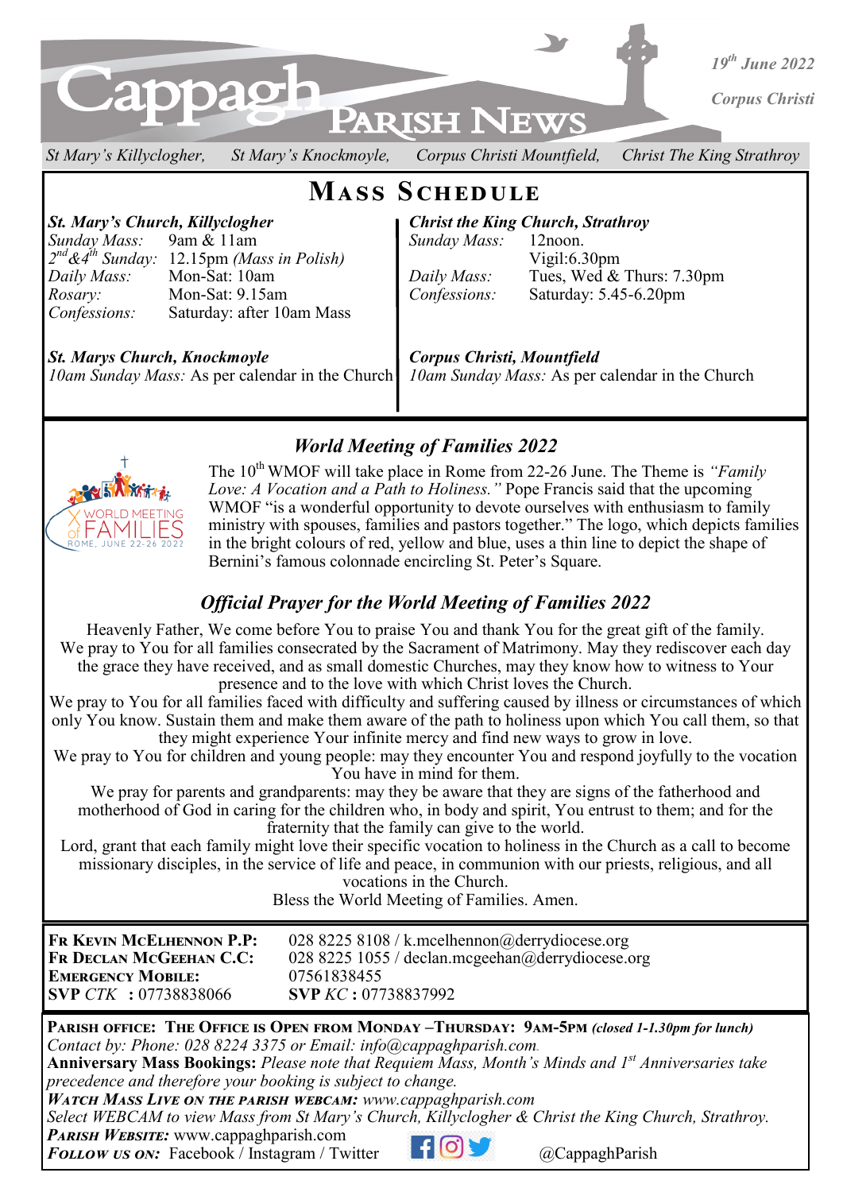# Cappagh PARISH NEWS

*19th June 2022*

*Corpus Christi*

*St Mary's Killyclogher, St Mary's Knockmoyle, Corpus Christi Mountfield, Christ The King Strathroy*

## MASS SCHEDULE

***St. Mary's Church, Killyclogher***

| | |
|---|---|
| *Sunday Mass:* | 9am & 11am |
| *2nd&4th Sunday:* | 12.15pm *(Mass in Polish)* |
| *Daily Mass:* | Mon-Sat: 10am |
| *Rosary:* | Mon-Sat: 9.15am |
| *Confessions:* | Saturday: after 10am Mass |

***Christ the King Church, Strathroy***

| | |
|---|---|
| *Sunday Mass:* | 12noon. Vigil:6.30pm |
| *Daily Mass:* | Tues, Wed & Thurs: 7.30pm |
| *Confessions:* | Saturday: 5.45-6.20pm |

***St. Marys Church, Knockmoyle***

*10am Sunday Mass:* As per calendar in the Church

***Corpus Christi, Mountfield***

*10am Sunday Mass:* As per calendar in the Church

## *World Meeting of Families 2022*

The 10th WMOF will take place in Rome from 22-26 June. The Theme is *"Family Love: A Vocation and a Path to Holiness."* Pope Francis said that the upcoming WMOF "is a wonderful opportunity to devote ourselves with enthusiasm to family ministry with spouses, families and pastors together." The logo, which depicts families in the bright colours of red, yellow and blue, uses a thin line to depict the shape of Bernini's famous colonnade encircling St. Peter's Square.

## *Official Prayer for the World Meeting of Families 2022*

Heavenly Father, We come before You to praise You and thank You for the great gift of the family. We pray to You for all families consecrated by the Sacrament of Matrimony. May they rediscover each day the grace they have received, and as small domestic Churches, may they know how to witness to Your presence and to the love with which Christ loves the Church.

We pray to You for all families faced with difficulty and suffering caused by illness or circumstances of which only You know. Sustain them and make them aware of the path to holiness upon which You call them, so that they might experience Your infinite mercy and find new ways to grow in love.

We pray to You for children and young people: may they encounter You and respond joyfully to the vocation You have in mind for them.

We pray for parents and grandparents: may they be aware that they are signs of the fatherhood and motherhood of God in caring for the children who, in body and spirit, You entrust to them; and for the fraternity that the family can give to the world.

Lord, grant that each family might love their specific vocation to holiness in the Church as a call to become missionary disciples, in the service of life and peace, in communion with our priests, religious, and all vocations in the Church.

Bless the World Meeting of Families. Amen.

| | |
|---|---|
| **FR KEVIN MCELHENNON P.P:** | 028 8225 8108 / k.mcelhennon@derrydiocese.org |
| **FR DECLAN MCGEEHAN C.C:** | 028 8225 1055 / declan.mcgeehan@derrydiocese.org |
| **EMERGENCY MOBILE:** | 07561838455 |
| **SVP** *CTK* **:** 07738838066 | **SVP** *KC* **:** 07738837992 |

**PARISH OFFICE: THE OFFICE IS OPEN FROM MONDAY –THURSDAY: 9AM-5PM** ***(closed 1-1.30pm for lunch)***

*Contact by: Phone: 028 8224 3375 or Email: info@cappaghparish.com.*

**Anniversary Mass Bookings:** *Please note that Requiem Mass, Month's Minds and 1st Anniversaries take precedence and therefore your booking is subject to change.*

***WATCH MASS LIVE ON THE PARISH WEBCAM:*** *www.cappaghparish.com*

*Select WEBCAM to view Mass from St Mary's Church, Killyclogher & Christ the King Church, Strathroy.*

***PARISH WEBSITE:*** www.cappaghparish.com

***FOLLOW US ON:*** Facebook / Instagram / Twitter @CappaghParish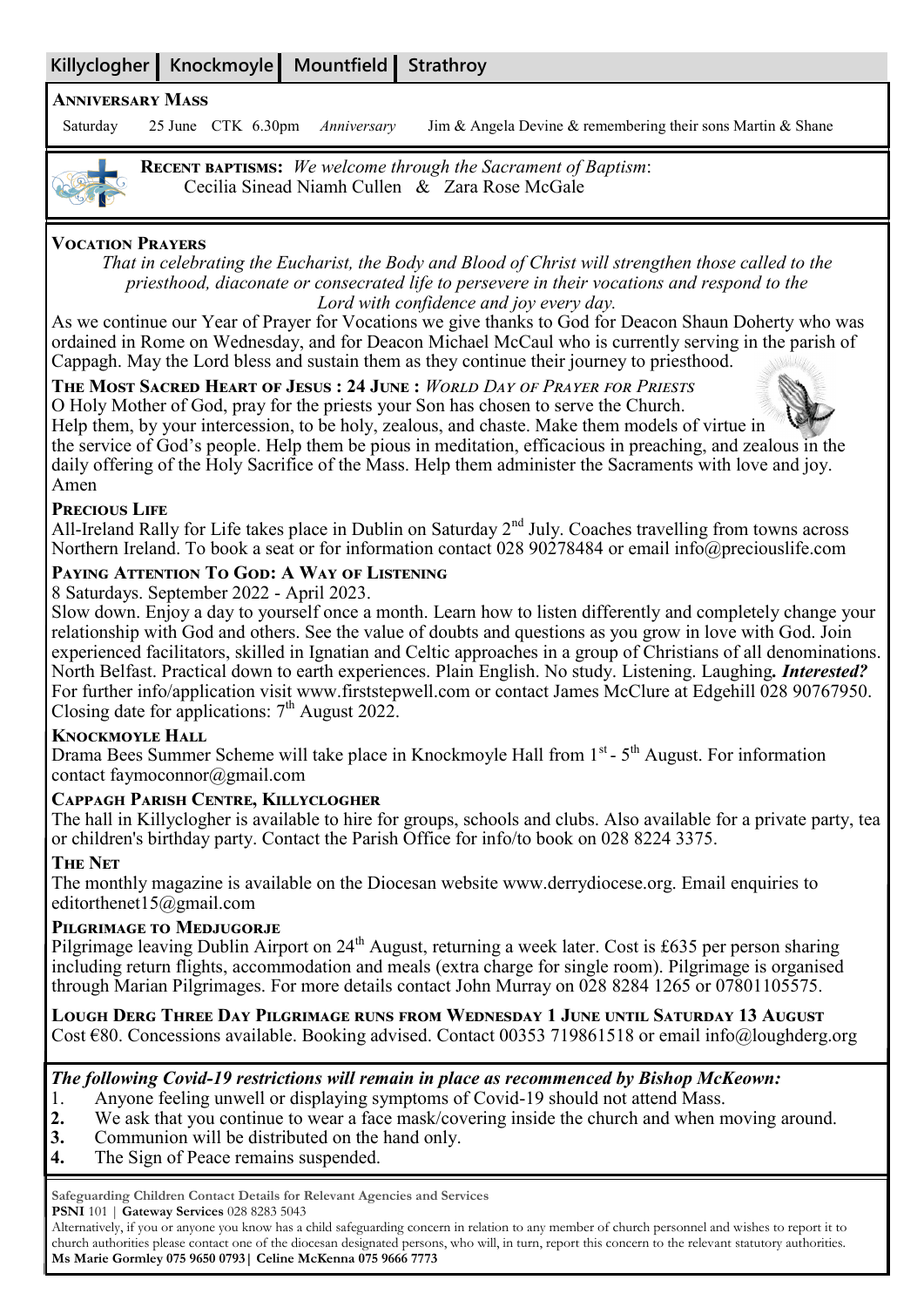Killyclogher | Knockmoyle | Mountfield | Strathroy

## Anniversary Mass

Saturday 25 June CTK 6.30pm *Anniversary* Jim & Angela Devine & remembering their sons Martin & Shane

**Recent baptisms:** *We welcome through the Sacrament of Baptism*:
Cecilia Sinead Niamh Cullen & Zara Rose McGale

## Vocation Prayers

*That in celebrating the Eucharist, the Body and Blood of Christ will strengthen those called to the priesthood, diaconate or consecrated life to persevere in their vocations and respond to the Lord with confidence and joy every day.*

As we continue our Year of Prayer for Vocations we give thanks to God for Deacon Shaun Doherty who was ordained in Rome on Wednesday, and for Deacon Michael McCaul who is currently serving in the parish of Cappagh. May the Lord bless and sustain them as they continue their journey to priesthood.

## The Most Sacred Heart of Jesus : 24 June : *World Day of Prayer for Priests*

O Holy Mother of God, pray for the priests your Son has chosen to serve the Church. Help them, by your intercession, to be holy, zealous, and chaste. Make them models of virtue in the service of God's people. Help them be pious in meditation, efficacious in preaching, and zealous in the daily offering of the Holy Sacrifice of the Mass. Help them administer the Sacraments with love and joy. Amen

## Precious Life

All-Ireland Rally for Life takes place in Dublin on Saturday 2nd July. Coaches travelling from towns across Northern Ireland. To book a seat or for information contact 028 90278484 or email info@preciouslife.com

## Paying Attention To God: A Way of Listening

8 Saturdays. September 2022 - April 2023.

Slow down. Enjoy a day to yourself once a month. Learn how to listen differently and completely change your relationship with God and others. See the value of doubts and questions as you grow in love with God. Join experienced facilitators, skilled in Ignatian and Celtic approaches in a group of Christians of all denominations. North Belfast. Practical down to earth experiences. Plain English. No study. Listening. Laughing***. Interested?*** For further info/application visit www.firststepwell.com or contact James McClure at Edgehill 028 90767950. Closing date for applications: 7th August 2022.

## Knockmoyle Hall

Drama Bees Summer Scheme will take place in Knockmoyle Hall from 1st - 5th August. For information contact faymoconnor@gmail.com

## Cappagh Parish Centre, Killyclogher

The hall in Killyclogher is available to hire for groups, schools and clubs. Also available for a private party, tea or children's birthday party. Contact the Parish Office for info/to book on 028 8224 3375.

## The Net

The monthly magazine is available on the Diocesan website www.derrydiocese.org. Email enquiries to editorthenet15@gmail.com

## Pilgrimage to Medjugorje

Pilgrimage leaving Dublin Airport on 24th August, returning a week later. Cost is £635 per person sharing including return flights, accommodation and meals (extra charge for single room). Pilgrimage is organised through Marian Pilgrimages. For more details contact John Murray on 028 8284 1265 or 07801105575.

## Lough Derg Three Day Pilgrimage runs from Wednesday 1 June until Saturday 13 August

Cost €80. Concessions available. Booking advised. Contact 00353 719861518 or email info@loughderg.org

***The following Covid-19 restrictions will remain in place as recommenced by Bishop McKeown:***

1. Anyone feeling unwell or displaying symptoms of Covid-19 should not attend Mass.
2. We ask that you continue to wear a face mask/covering inside the church and when moving around.
3. Communion will be distributed on the hand only.
4. The Sign of Peace remains suspended.

**Safeguarding Children Contact Details for Relevant Agencies and Services**

**PSNI** 101 | **Gateway Services** 028 8283 5043

Alternatively, if you or anyone you know has a child safeguarding concern in relation to any member of church personnel and wishes to report it to church authorities please contact one of the diocesan designated persons, who will, in turn, report this concern to the relevant statutory authorities.

**Ms Marie Gormley 075 9650 0793| Celine McKenna 075 9666 7773**